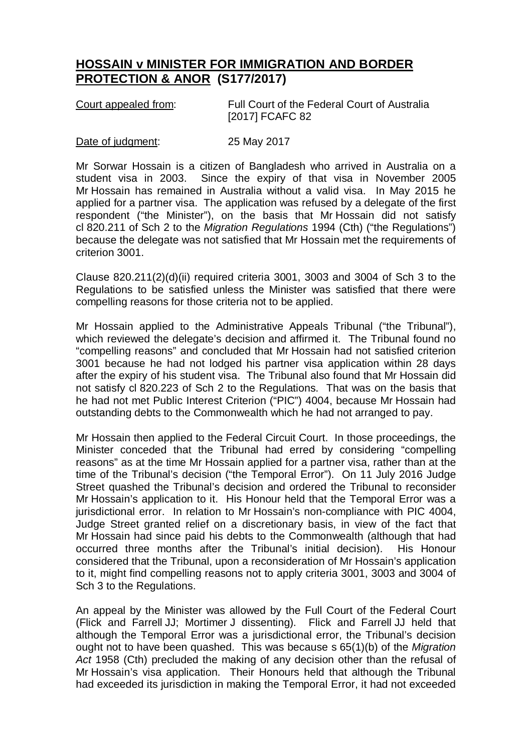# **HOSSAIN v MINISTER FOR IMMIGRATION AND BORDER PROTECTION & ANOR (S177/2017)**

Court appealed from: Full Court of the Federal Court of Australia [2017] FCAFC 82

Date of judgment: 25 May 2017

Mr Sorwar Hossain is a citizen of Bangladesh who arrived in Australia on a student visa in 2003. Since the expiry of that visa in November 2005 Mr Hossain has remained in Australia without a valid visa. In May 2015 he applied for a partner visa. The application was refused by a delegate of the first respondent ("the Minister"), on the basis that Mr Hossain did not satisfy cl 820.211 of Sch 2 to the *Migration Regulations* 1994 (Cth) ("the Regulations") because the delegate was not satisfied that Mr Hossain met the requirements of criterion 3001.

Clause 820.211(2)(d)(ii) required criteria 3001, 3003 and 3004 of Sch 3 to the Regulations to be satisfied unless the Minister was satisfied that there were compelling reasons for those criteria not to be applied.

Mr Hossain applied to the Administrative Appeals Tribunal ("the Tribunal"), which reviewed the delegate's decision and affirmed it. The Tribunal found no "compelling reasons" and concluded that Mr Hossain had not satisfied criterion 3001 because he had not lodged his partner visa application within 28 days after the expiry of his student visa. The Tribunal also found that Mr Hossain did not satisfy cl 820.223 of Sch 2 to the Regulations. That was on the basis that he had not met Public Interest Criterion ("PIC") 4004, because Mr Hossain had outstanding debts to the Commonwealth which he had not arranged to pay.

Mr Hossain then applied to the Federal Circuit Court. In those proceedings, the Minister conceded that the Tribunal had erred by considering "compelling reasons" as at the time Mr Hossain applied for a partner visa, rather than at the time of the Tribunal's decision ("the Temporal Error"). On 11 July 2016 Judge Street quashed the Tribunal's decision and ordered the Tribunal to reconsider Mr Hossain's application to it. His Honour held that the Temporal Error was a jurisdictional error. In relation to Mr Hossain's non-compliance with PIC 4004, Judge Street granted relief on a discretionary basis, in view of the fact that Mr Hossain had since paid his debts to the Commonwealth (although that had occurred three months after the Tribunal's initial decision). His Honour considered that the Tribunal, upon a reconsideration of Mr Hossain's application to it, might find compelling reasons not to apply criteria 3001, 3003 and 3004 of Sch 3 to the Regulations.

An appeal by the Minister was allowed by the Full Court of the Federal Court (Flick and Farrell JJ; Mortimer J dissenting). Flick and Farrell JJ held that although the Temporal Error was a jurisdictional error, the Tribunal's decision ought not to have been quashed. This was because s 65(1)(b) of the *Migration Act* 1958 (Cth) precluded the making of any decision other than the refusal of Mr Hossain's visa application. Their Honours held that although the Tribunal had exceeded its jurisdiction in making the Temporal Error, it had not exceeded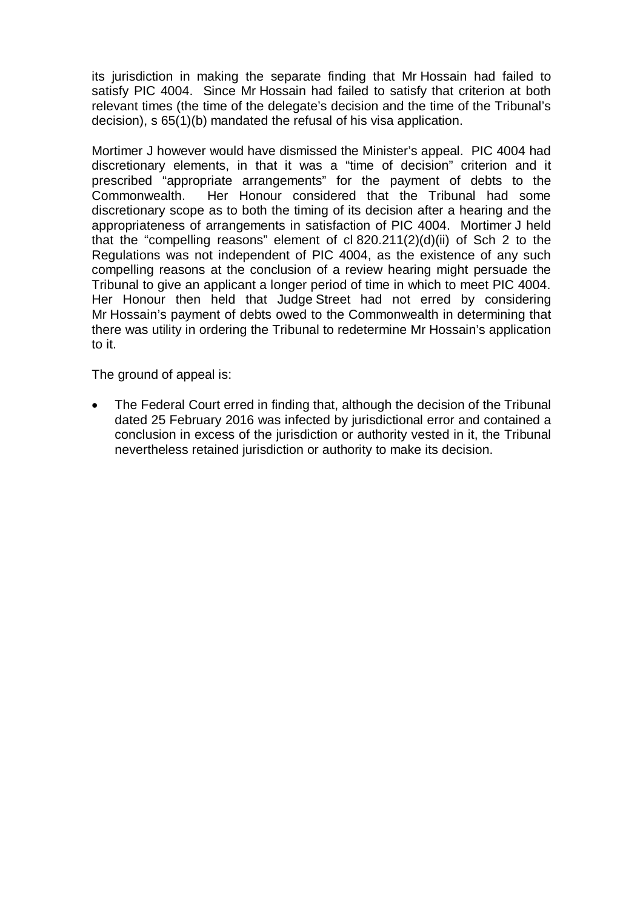its jurisdiction in making the separate finding that Mr Hossain had failed to satisfy PIC 4004. Since Mr Hossain had failed to satisfy that criterion at both relevant times (the time of the delegate's decision and the time of the Tribunal's decision), s 65(1)(b) mandated the refusal of his visa application.

Mortimer J however would have dismissed the Minister's appeal. PIC 4004 had discretionary elements, in that it was a "time of decision" criterion and it prescribed "appropriate arrangements" for the payment of debts to the Commonwealth. Her Honour considered that the Tribunal had some discretionary scope as to both the timing of its decision after a hearing and the appropriateness of arrangements in satisfaction of PIC 4004. Mortimer J held that the "compelling reasons" element of cl 820.211(2)(d)(ii) of Sch 2 to the Regulations was not independent of PIC 4004, as the existence of any such compelling reasons at the conclusion of a review hearing might persuade the Tribunal to give an applicant a longer period of time in which to meet PIC 4004. Her Honour then held that Judge Street had not erred by considering Mr Hossain's payment of debts owed to the Commonwealth in determining that there was utility in ordering the Tribunal to redetermine Mr Hossain's application to it.

The ground of appeal is:

- The Federal Court erred in finding that, although the decision of the Tribunal dated 25 February 2016 was infected by jurisdictional error and contained a conclusion in excess of the jurisdiction or authority vested in it, the Tribunal nevertheless retained jurisdiction or authority to make its decision.